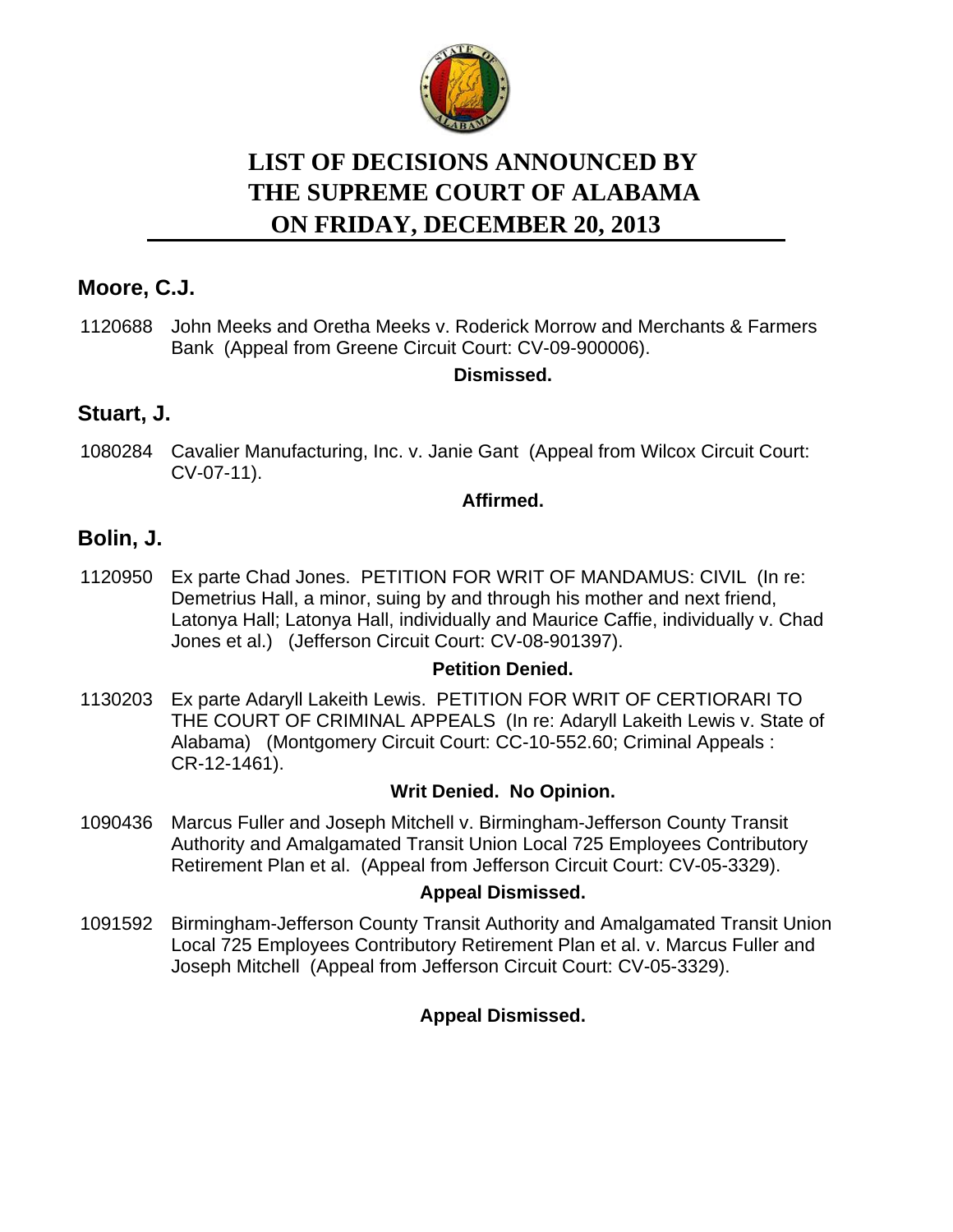# LIST OF DECISIONS ANNOUNCED BY THE SUPREME COURT OF ALABAMA ON FRIDAY, DECEMBER 20, 2013

## Moore, C.J.

1120688 John Meeks and Oretha Meeks v. Roderick Morrow and Merchants & Farmers Bank (Appeal from Greene Circuit Court: CV-09-900006).

**Dismissed.**

## Stuart, J.

1080284 Cavalier Manufacturing, Inc. v. Janie Gant (Appeal from Wilcox Circuit Court: CV-07-11).

**Affirmed.**

## Bolin, J.

1120950 Ex parte Chad Jones. PETITION FOR WRIT OF MANDAMUS: CIVIL (In re: Demetrius Hall, a minor, suing by and through his mother and next friend, Latonya Hall; Latonya Hall, individually and Maurice Caffie, individually v. Chad Jones et al.) (Jefferson Circuit Court: CV-08-901397).

**Petition Denied.**

1130203 Ex parte Adaryll Lakeith Lewis. PETITION FOR WRIT OF CERTIORARI TO THE COURT OF CRIMINAL APPEALS (In re: Adaryll Lakeith Lewis v. State of Alabama) (Montgomery Circuit Court: CC-10-552.60; Criminal Appeals : CR-12-1461).

**Writ Denied. No Opinion.**

1090436 Marcus Fuller and Joseph Mitchell v. Birmingham-Jefferson County Transit Authority and Amalgamated Transit Union Local 725 Employees Contributory Retirement Plan et al. (Appeal from Jefferson Circuit Court: CV-05-3329).

**Appeal Dismissed.**

1091592 Birmingham-Jefferson County Transit Authority and Amalgamated Transit Union Local 725 Employees Contributory Retirement Plan et al. v. Marcus Fuller and Joseph Mitchell (Appeal from Jefferson Circuit Court: CV-05-3329).

**Appeal Dismissed.**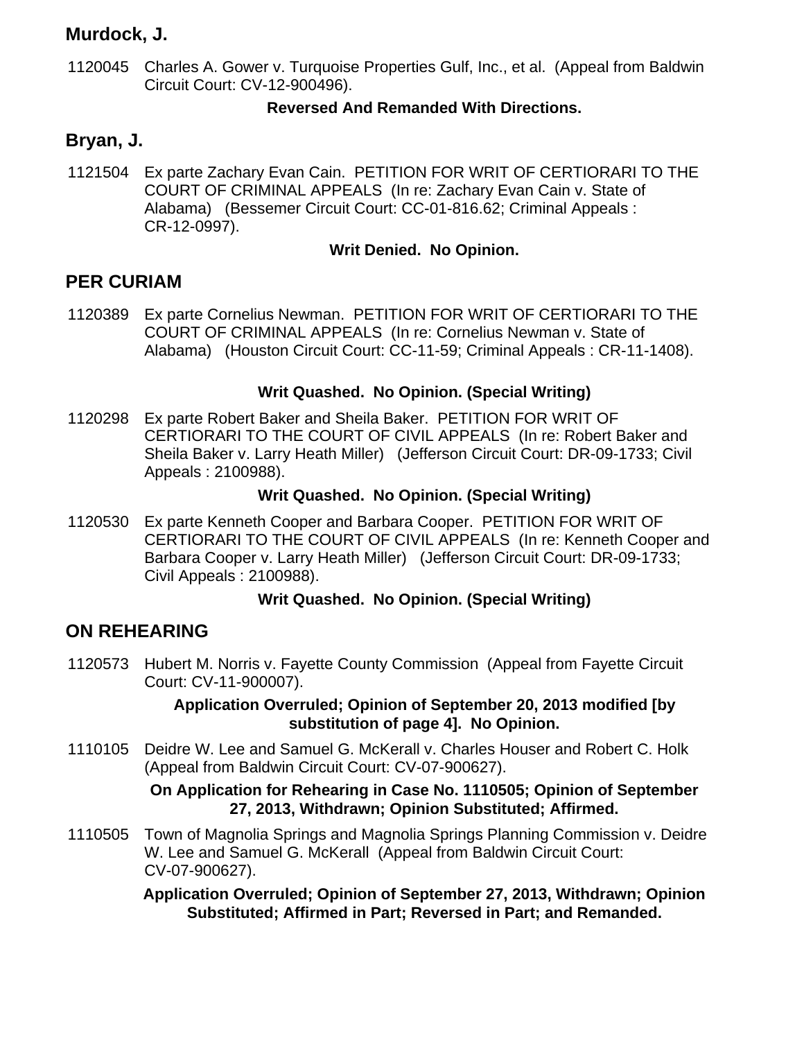## Murdock, J.

1120045 Charles A. Gower v. Turquoise Properties Gulf, Inc., et al. (Appeal from Baldwin Circuit Court: CV-12-900496).

**Reversed And Remanded With Directions.**

## Bryan, J.

1121504 Ex parte Zachary Evan Cain. PETITION FOR WRIT OF CERTIORARI TO THE COURT OF CRIMINAL APPEALS (In re: Zachary Evan Cain v. State of Alabama) (Bessemer Circuit Court: CC-01-816.62; Criminal Appeals : CR-12-0997).

**Writ Denied. No Opinion.**

## PER CURIAM

1120389 Ex parte Cornelius Newman. PETITION FOR WRIT OF CERTIORARI TO THE COURT OF CRIMINAL APPEALS (In re: Cornelius Newman v. State of Alabama) (Houston Circuit Court: CC-11-59; Criminal Appeals : CR-11-1408).

**Writ Quashed. No Opinion. (Special Writing)**

1120298 Ex parte Robert Baker and Sheila Baker. PETITION FOR WRIT OF CERTIORARI TO THE COURT OF CIVIL APPEALS (In re: Robert Baker and Sheila Baker v. Larry Heath Miller) (Jefferson Circuit Court: DR-09-1733; Civil Appeals : 2100988).

**Writ Quashed. No Opinion. (Special Writing)**

1120530 Ex parte Kenneth Cooper and Barbara Cooper. PETITION FOR WRIT OF CERTIORARI TO THE COURT OF CIVIL APPEALS (In re: Kenneth Cooper and Barbara Cooper v. Larry Heath Miller) (Jefferson Circuit Court: DR-09-1733; Civil Appeals : 2100988).

**Writ Quashed. No Opinion. (Special Writing)**

## ON REHEARING

1120573 Hubert M. Norris v. Fayette County Commission (Appeal from Fayette Circuit Court: CV-11-900007).

**Application Overruled; Opinion of September 20, 2013 modified [by substitution of page 4]. No Opinion.**

1110105 Deidre W. Lee and Samuel G. McKerall v. Charles Houser and Robert C. Holk (Appeal from Baldwin Circuit Court: CV-07-900627).

**On Application for Rehearing in Case No. 1110505; Opinion of September 27, 2013, Withdrawn; Opinion Substituted; Affirmed.**

1110505 Town of Magnolia Springs and Magnolia Springs Planning Commission v. Deidre W. Lee and Samuel G. McKerall (Appeal from Baldwin Circuit Court: CV-07-900627).

**Application Overruled; Opinion of September 27, 2013, Withdrawn; Opinion Substituted; Affirmed in Part; Reversed in Part; and Remanded.**